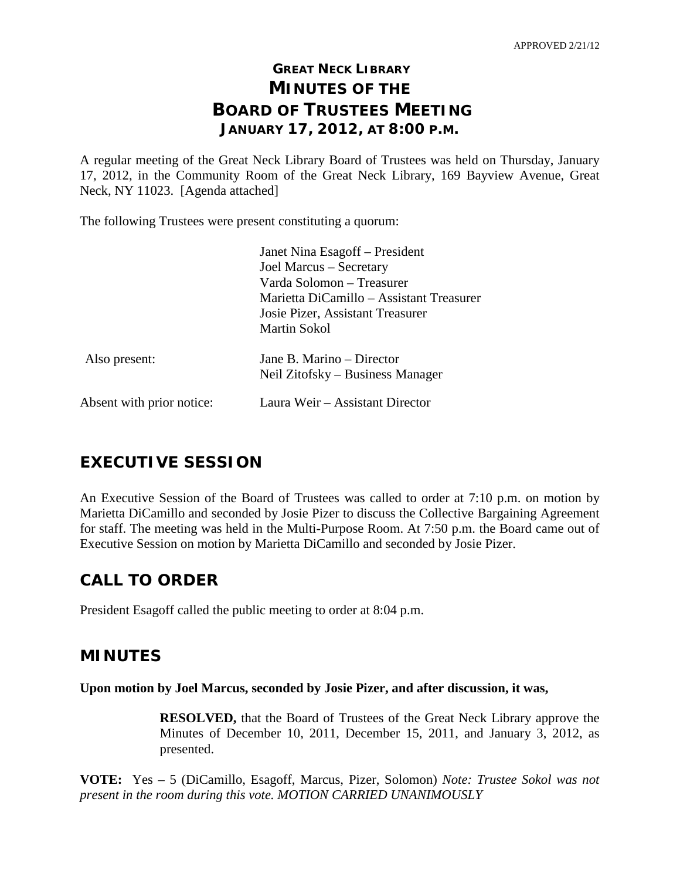APPROVED 2/21/12

# GREAT NECK LIBRARY
# MINUTES OF THE
# BOARD OF TRUSTEES MEETING
## JANUARY 17, 2012, AT 8:00 P.M.

A regular meeting of the Great Neck Library Board of Trustees was held on Thursday, January 17, 2012, in the Community Room of the Great Neck Library, 169 Bayview Avenue, Great Neck, NY 11023. [Agenda attached]

The following Trustees were present constituting a quorum:

Janet Nina Esagoff – President
Joel Marcus – Secretary
Varda Solomon – Treasurer
Marietta DiCamillo – Assistant Treasurer
Josie Pizer, Assistant Treasurer
Martin Sokol

Also present: Jane B. Marino – Director
Neil Zitofsky – Business Manager

Absent with prior notice: Laura Weir – Assistant Director

## EXECUTIVE SESSION

An Executive Session of the Board of Trustees was called to order at 7:10 p.m. on motion by Marietta DiCamillo and seconded by Josie Pizer to discuss the Collective Bargaining Agreement for staff. The meeting was held in the Multi-Purpose Room. At 7:50 p.m. the Board came out of Executive Session on motion by Marietta DiCamillo and seconded by Josie Pizer.

## CALL TO ORDER

President Esagoff called the public meeting to order at 8:04 p.m.

## MINUTES

**Upon motion by Joel Marcus, seconded by Josie Pizer, and after discussion, it was,**

> **RESOLVED,** that the Board of Trustees of the Great Neck Library approve the Minutes of December 10, 2011, December 15, 2011, and January 3, 2012, as presented.

**VOTE:** Yes – 5 (DiCamillo, Esagoff, Marcus, Pizer, Solomon) *Note: Trustee Sokol was not present in the room during this vote. MOTION CARRIED UNANIMOUSLY*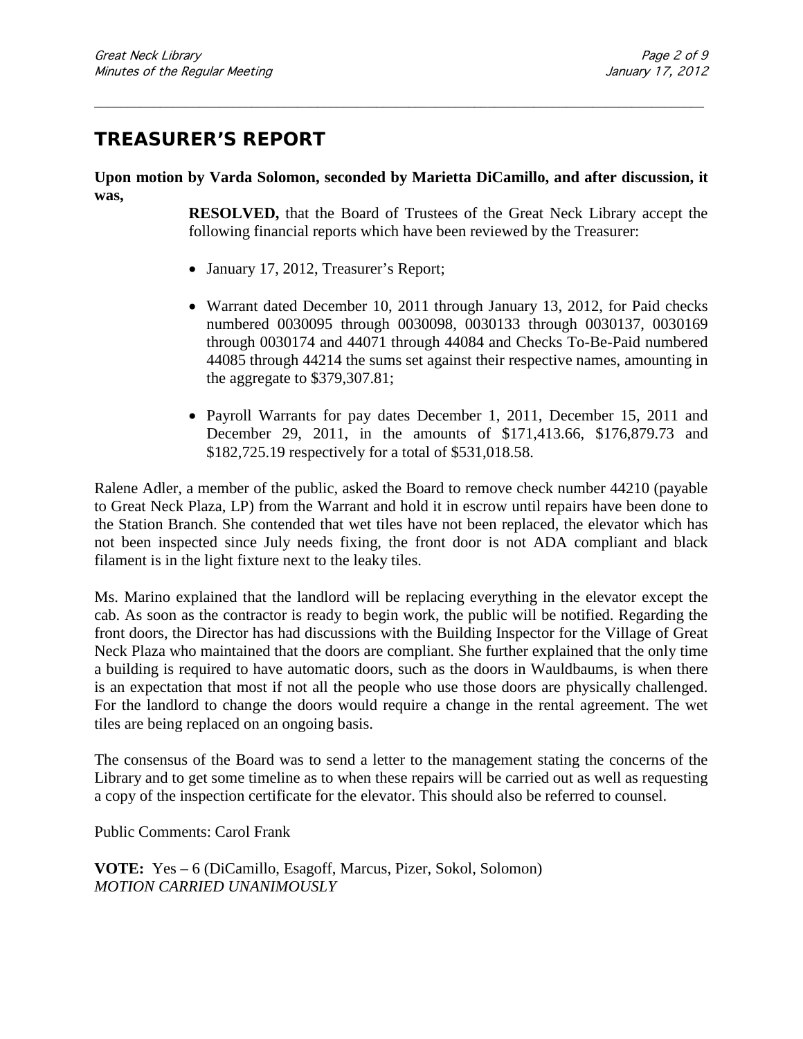## TREASURER'S REPORT

**Upon motion by Varda Solomon, seconded by Marietta DiCamillo, and after discussion, it was,**

> **RESOLVED,** that the Board of Trustees of the Great Neck Library accept the following financial reports which have been reviewed by the Treasurer:
>
> - January 17, 2012, Treasurer's Report;
> - Warrant dated December 10, 2011 through January 13, 2012, for Paid checks numbered 0030095 through 0030098, 0030133 through 0030137, 0030169 through 0030174 and 44071 through 44084 and Checks To-Be-Paid numbered 44085 through 44214 the sums set against their respective names, amounting in the aggregate to $379,307.81;
> - Payroll Warrants for pay dates December 1, 2011, December 15, 2011 and December 29, 2011, in the amounts of $171,413.66, $176,879.73 and $182,725.19 respectively for a total of $531,018.58.

Ralene Adler, a member of the public, asked the Board to remove check number 44210 (payable to Great Neck Plaza, LP) from the Warrant and hold it in escrow until repairs have been done to the Station Branch. She contended that wet tiles have not been replaced, the elevator which has not been inspected since July needs fixing, the front door is not ADA compliant and black filament is in the light fixture next to the leaky tiles.

Ms. Marino explained that the landlord will be replacing everything in the elevator except the cab. As soon as the contractor is ready to begin work, the public will be notified. Regarding the front doors, the Director has had discussions with the Building Inspector for the Village of Great Neck Plaza who maintained that the doors are compliant. She further explained that the only time a building is required to have automatic doors, such as the doors in Wauldbaums, is when there is an expectation that most if not all the people who use those doors are physically challenged. For the landlord to change the doors would require a change in the rental agreement. The wet tiles are being replaced on an ongoing basis.

The consensus of the Board was to send a letter to the management stating the concerns of the Library and to get some timeline as to when these repairs will be carried out as well as requesting a copy of the inspection certificate for the elevator. This should also be referred to counsel.

Public Comments: Carol Frank

**VOTE:** Yes – 6 (DiCamillo, Esagoff, Marcus, Pizer, Sokol, Solomon)
*MOTION CARRIED UNANIMOUSLY*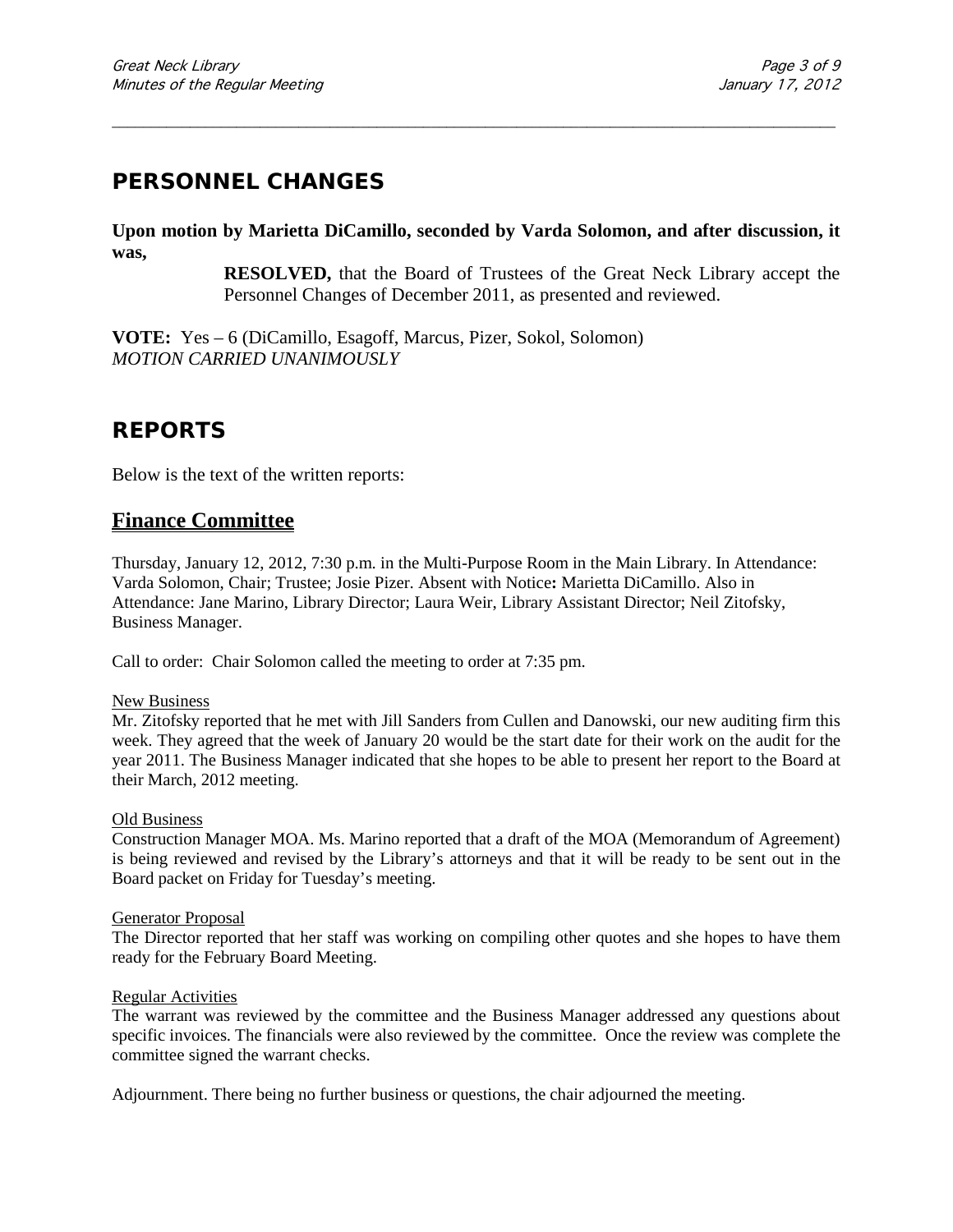## PERSONNEL CHANGES

**Upon motion by Marietta DiCamillo, seconded by Varda Solomon, and after discussion, it was,**

> **RESOLVED,** that the Board of Trustees of the Great Neck Library accept the Personnel Changes of December 2011, as presented and reviewed.

**VOTE:** Yes – 6 (DiCamillo, Esagoff, Marcus, Pizer, Sokol, Solomon)
*MOTION CARRIED UNANIMOUSLY*

## REPORTS

Below is the text of the written reports:

### Finance Committee

Thursday, January 12, 2012, 7:30 p.m. in the Multi-Purpose Room in the Main Library. In Attendance: Varda Solomon, Chair; Trustee; Josie Pizer. Absent with Notice**:** Marietta DiCamillo. Also in Attendance: Jane Marino, Library Director; Laura Weir, Library Assistant Director; Neil Zitofsky, Business Manager.

Call to order: Chair Solomon called the meeting to order at 7:35 pm.

New Business

Mr. Zitofsky reported that he met with Jill Sanders from Cullen and Danowski, our new auditing firm this week. They agreed that the week of January 20 would be the start date for their work on the audit for the year 2011. The Business Manager indicated that she hopes to be able to present her report to the Board at their March, 2012 meeting.

Old Business

Construction Manager MOA. Ms. Marino reported that a draft of the MOA (Memorandum of Agreement) is being reviewed and revised by the Library's attorneys and that it will be ready to be sent out in the Board packet on Friday for Tuesday's meeting.

Generator Proposal

The Director reported that her staff was working on compiling other quotes and she hopes to have them ready for the February Board Meeting.

Regular Activities

The warrant was reviewed by the committee and the Business Manager addressed any questions about specific invoices. The financials were also reviewed by the committee. Once the review was complete the committee signed the warrant checks.

Adjournment. There being no further business or questions, the chair adjourned the meeting.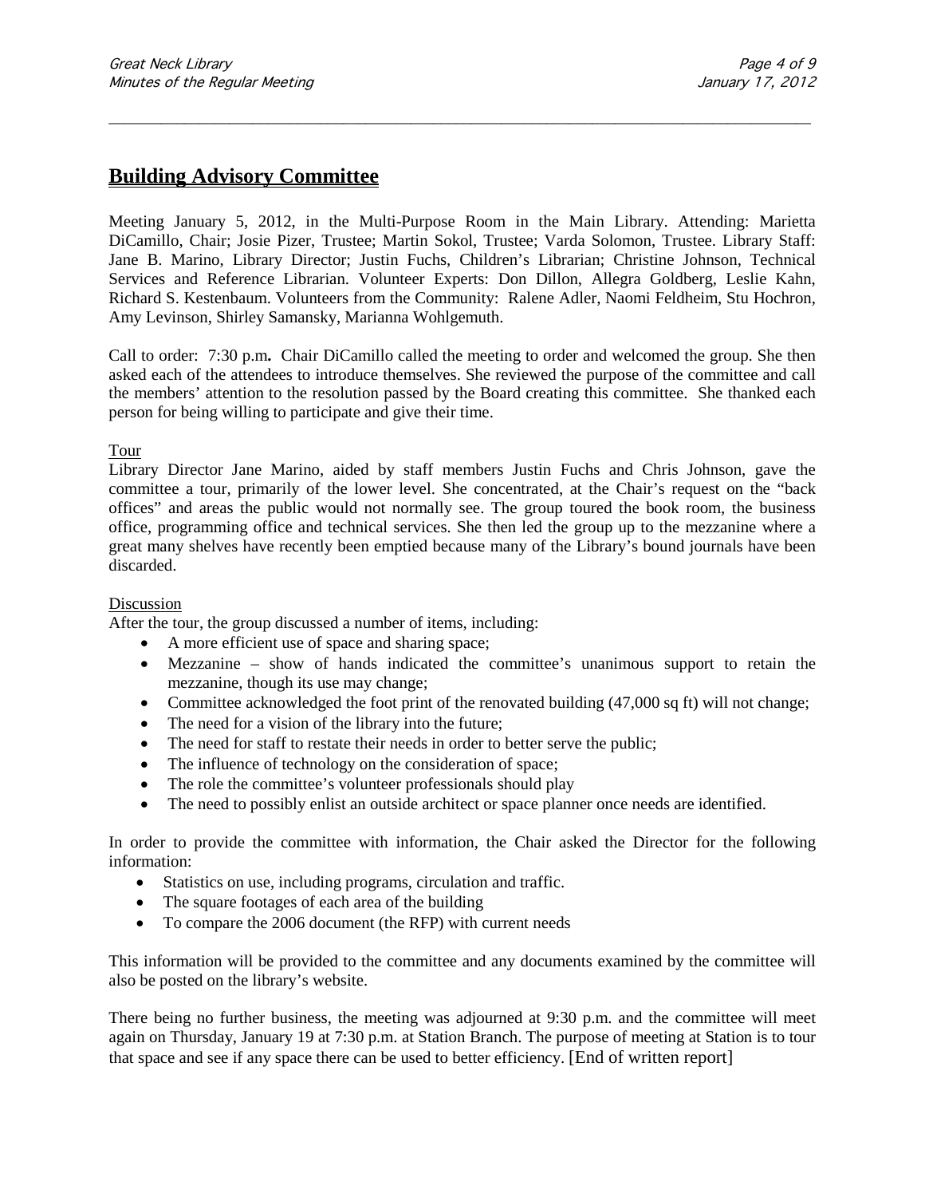## Building Advisory Committee

Meeting January 5, 2012, in the Multi-Purpose Room in the Main Library. Attending: Marietta DiCamillo, Chair; Josie Pizer, Trustee; Martin Sokol, Trustee; Varda Solomon, Trustee. Library Staff: Jane B. Marino, Library Director; Justin Fuchs, Children's Librarian; Christine Johnson, Technical Services and Reference Librarian. Volunteer Experts: Don Dillon, Allegra Goldberg, Leslie Kahn, Richard S. Kestenbaum. Volunteers from the Community: Ralene Adler, Naomi Feldheim, Stu Hochron, Amy Levinson, Shirley Samansky, Marianna Wohlgemuth.

Call to order: 7:30 p.m**.** Chair DiCamillo called the meeting to order and welcomed the group. She then asked each of the attendees to introduce themselves. She reviewed the purpose of the committee and call the members' attention to the resolution passed by the Board creating this committee. She thanked each person for being willing to participate and give their time.

Tour

Library Director Jane Marino, aided by staff members Justin Fuchs and Chris Johnson, gave the committee a tour, primarily of the lower level. She concentrated, at the Chair's request on the "back offices" and areas the public would not normally see. The group toured the book room, the business office, programming office and technical services. She then led the group up to the mezzanine where a great many shelves have recently been emptied because many of the Library's bound journals have been discarded.

Discussion

After the tour, the group discussed a number of items, including:

- A more efficient use of space and sharing space;
- Mezzanine – show of hands indicated the committee's unanimous support to retain the mezzanine, though its use may change;
- Committee acknowledged the foot print of the renovated building (47,000 sq ft) will not change;
- The need for a vision of the library into the future;
- The need for staff to restate their needs in order to better serve the public;
- The influence of technology on the consideration of space;
- The role the committee's volunteer professionals should play
- The need to possibly enlist an outside architect or space planner once needs are identified.

In order to provide the committee with information, the Chair asked the Director for the following information:

- Statistics on use, including programs, circulation and traffic.
- The square footages of each area of the building
- To compare the 2006 document (the RFP) with current needs

This information will be provided to the committee and any documents examined by the committee will also be posted on the library's website.

There being no further business, the meeting was adjourned at 9:30 p.m. and the committee will meet again on Thursday, January 19 at 7:30 p.m. at Station Branch. The purpose of meeting at Station is to tour that space and see if any space there can be used to better efficiency. [End of written report]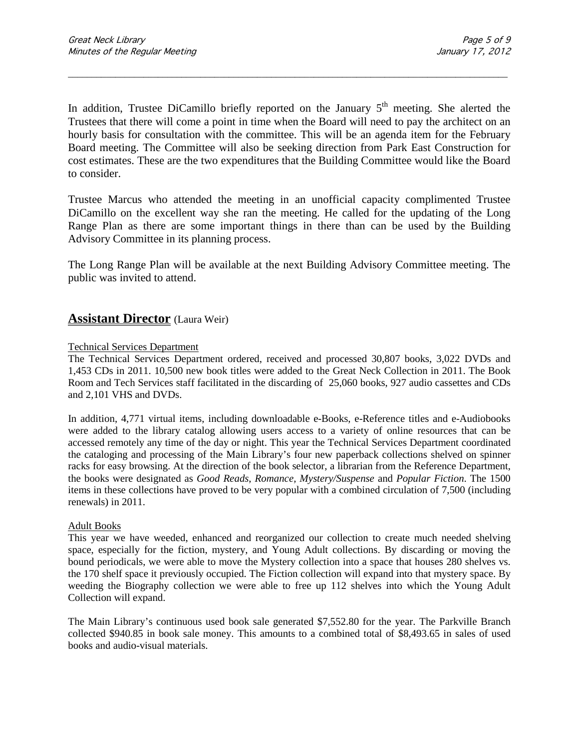In addition, Trustee DiCamillo briefly reported on the January 5th meeting. She alerted the Trustees that there will come a point in time when the Board will need to pay the architect on an hourly basis for consultation with the committee. This will be an agenda item for the February Board meeting. The Committee will also be seeking direction from Park East Construction for cost estimates. These are the two expenditures that the Building Committee would like the Board to consider.

Trustee Marcus who attended the meeting in an unofficial capacity complimented Trustee DiCamillo on the excellent way she ran the meeting. He called for the updating of the Long Range Plan as there are some important things in there than can be used by the Building Advisory Committee in its planning process.

The Long Range Plan will be available at the next Building Advisory Committee meeting. The public was invited to attend.

## **Assistant Director** (Laura Weir)

Technical Services Department

The Technical Services Department ordered, received and processed 30,807 books, 3,022 DVDs and 1,453 CDs in 2011. 10,500 new book titles were added to the Great Neck Collection in 2011. The Book Room and Tech Services staff facilitated in the discarding of 25,060 books, 927 audio cassettes and CDs and 2,101 VHS and DVDs.

In addition, 4,771 virtual items, including downloadable e-Books, e-Reference titles and e-Audiobooks were added to the library catalog allowing users access to a variety of online resources that can be accessed remotely any time of the day or night. This year the Technical Services Department coordinated the cataloging and processing of the Main Library's four new paperback collections shelved on spinner racks for easy browsing. At the direction of the book selector, a librarian from the Reference Department, the books were designated as *Good Reads*, *Romance*, *Mystery/Suspense* and *Popular Fiction*. The 1500 items in these collections have proved to be very popular with a combined circulation of 7,500 (including renewals) in 2011.

Adult Books

This year we have weeded, enhanced and reorganized our collection to create much needed shelving space, especially for the fiction, mystery, and Young Adult collections. By discarding or moving the bound periodicals, we were able to move the Mystery collection into a space that houses 280 shelves vs. the 170 shelf space it previously occupied. The Fiction collection will expand into that mystery space. By weeding the Biography collection we were able to free up 112 shelves into which the Young Adult Collection will expand.

The Main Library's continuous used book sale generated $7,552.80 for the year. The Parkville Branch collected $940.85 in book sale money. This amounts to a combined total of $8,493.65 in sales of used books and audio-visual materials.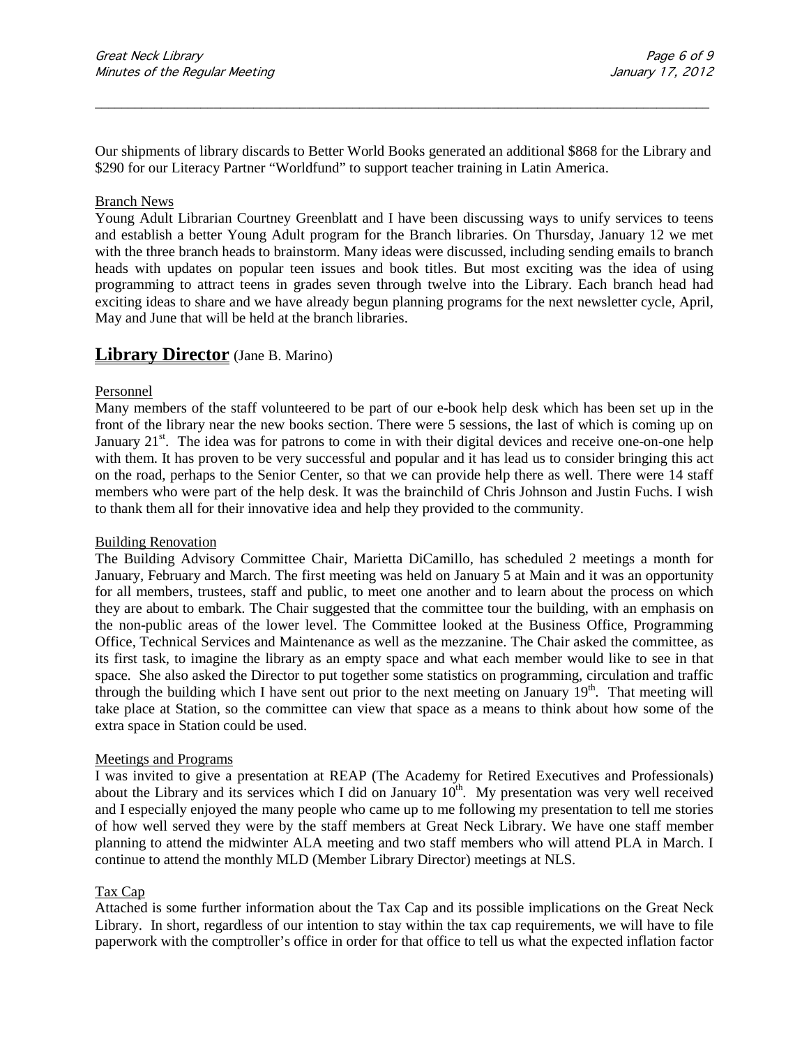Our shipments of library discards to Better World Books generated an additional $868 for the Library and $290 for our Literacy Partner "Worldfund" to support teacher training in Latin America.

Branch News

Young Adult Librarian Courtney Greenblatt and I have been discussing ways to unify services to teens and establish a better Young Adult program for the Branch libraries. On Thursday, January 12 we met with the three branch heads to brainstorm. Many ideas were discussed, including sending emails to branch heads with updates on popular teen issues and book titles. But most exciting was the idea of using programming to attract teens in grades seven through twelve into the Library. Each branch head had exciting ideas to share and we have already begun planning programs for the next newsletter cycle, April, May and June that will be held at the branch libraries.

## **Library Director** (Jane B. Marino)

Personnel

Many members of the staff volunteered to be part of our e-book help desk which has been set up in the front of the library near the new books section. There were 5 sessions, the last of which is coming up on January 21st. The idea was for patrons to come in with their digital devices and receive one-on-one help with them. It has proven to be very successful and popular and it has lead us to consider bringing this act on the road, perhaps to the Senior Center, so that we can provide help there as well. There were 14 staff members who were part of the help desk. It was the brainchild of Chris Johnson and Justin Fuchs. I wish to thank them all for their innovative idea and help they provided to the community.

Building Renovation

The Building Advisory Committee Chair, Marietta DiCamillo, has scheduled 2 meetings a month for January, February and March. The first meeting was held on January 5 at Main and it was an opportunity for all members, trustees, staff and public, to meet one another and to learn about the process on which they are about to embark. The Chair suggested that the committee tour the building, with an emphasis on the non-public areas of the lower level. The Committee looked at the Business Office, Programming Office, Technical Services and Maintenance as well as the mezzanine. The Chair asked the committee, as its first task, to imagine the library as an empty space and what each member would like to see in that space. She also asked the Director to put together some statistics on programming, circulation and traffic through the building which I have sent out prior to the next meeting on January 19th. That meeting will take place at Station, so the committee can view that space as a means to think about how some of the extra space in Station could be used.

Meetings and Programs

I was invited to give a presentation at REAP (The Academy for Retired Executives and Professionals) about the Library and its services which I did on January 10th. My presentation was very well received and I especially enjoyed the many people who came up to me following my presentation to tell me stories of how well served they were by the staff members at Great Neck Library. We have one staff member planning to attend the midwinter ALA meeting and two staff members who will attend PLA in March. I continue to attend the monthly MLD (Member Library Director) meetings at NLS.

Tax Cap

Attached is some further information about the Tax Cap and its possible implications on the Great Neck Library. In short, regardless of our intention to stay within the tax cap requirements, we will have to file paperwork with the comptroller's office in order for that office to tell us what the expected inflation factor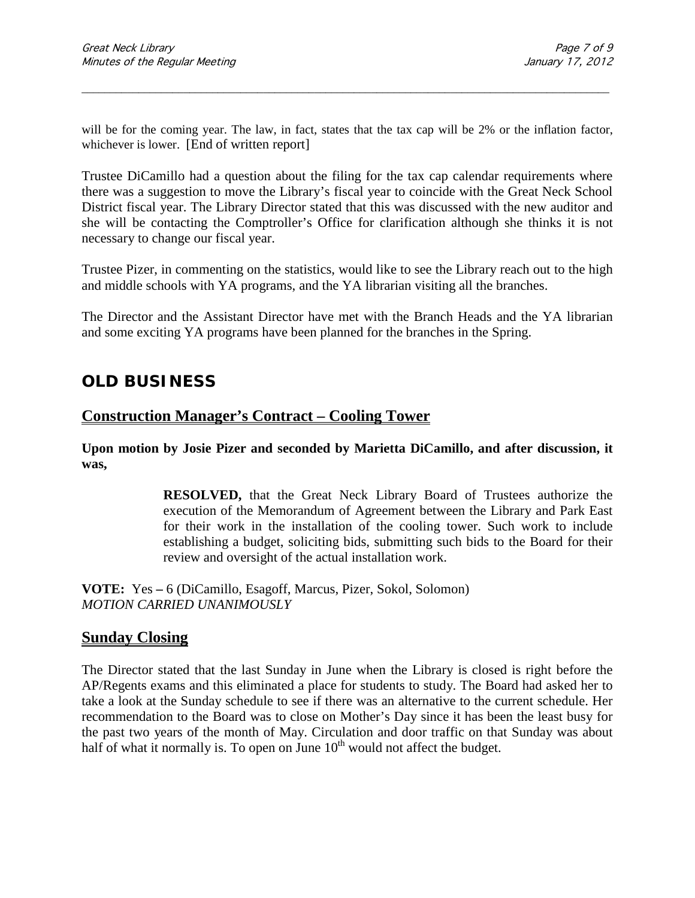will be for the coming year. The law, in fact, states that the tax cap will be 2% or the inflation factor, whichever is lower. [End of written report]

Trustee DiCamillo had a question about the filing for the tax cap calendar requirements where there was a suggestion to move the Library's fiscal year to coincide with the Great Neck School District fiscal year. The Library Director stated that this was discussed with the new auditor and she will be contacting the Comptroller's Office for clarification although she thinks it is not necessary to change our fiscal year.

Trustee Pizer, in commenting on the statistics, would like to see the Library reach out to the high and middle schools with YA programs, and the YA librarian visiting all the branches.

The Director and the Assistant Director have met with the Branch Heads and the YA librarian and some exciting YA programs have been planned for the branches in the Spring.

## OLD BUSINESS

### Construction Manager's Contract – Cooling Tower

**Upon motion by Josie Pizer and seconded by Marietta DiCamillo, and after discussion, it was,**

> **RESOLVED,** that the Great Neck Library Board of Trustees authorize the execution of the Memorandum of Agreement between the Library and Park East for their work in the installation of the cooling tower. Such work to include establishing a budget, soliciting bids, submitting such bids to the Board for their review and oversight of the actual installation work.

**VOTE:** Yes **–** 6 (DiCamillo, Esagoff, Marcus, Pizer, Sokol, Solomon)
*MOTION CARRIED UNANIMOUSLY*

### Sunday Closing

The Director stated that the last Sunday in June when the Library is closed is right before the AP/Regents exams and this eliminated a place for students to study. The Board had asked her to take a look at the Sunday schedule to see if there was an alternative to the current schedule. Her recommendation to the Board was to close on Mother's Day since it has been the least busy for the past two years of the month of May. Circulation and door traffic on that Sunday was about half of what it normally is. To open on June 10th would not affect the budget.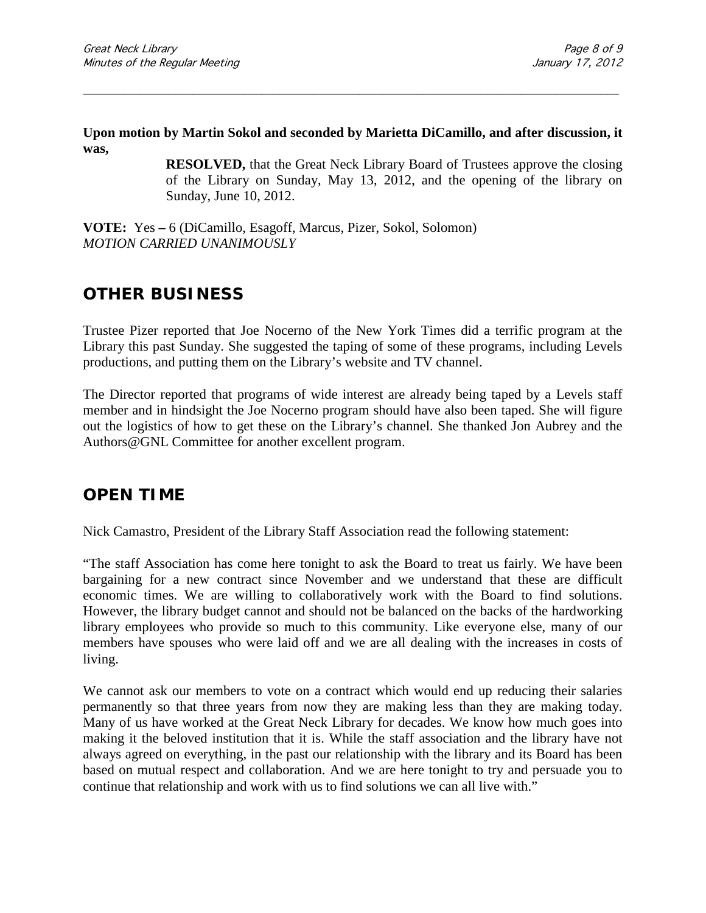**Upon motion by Martin Sokol and seconded by Marietta DiCamillo, and after discussion, it was,**

> **RESOLVED,** that the Great Neck Library Board of Trustees approve the closing of the Library on Sunday, May 13, 2012, and the opening of the library on Sunday, June 10, 2012.

**VOTE:** Yes – 6 (DiCamillo, Esagoff, Marcus, Pizer, Sokol, Solomon)
*MOTION CARRIED UNANIMOUSLY*

## OTHER BUSINESS

Trustee Pizer reported that Joe Nocerno of the New York Times did a terrific program at the Library this past Sunday. She suggested the taping of some of these programs, including Levels productions, and putting them on the Library's website and TV channel.

The Director reported that programs of wide interest are already being taped by a Levels staff member and in hindsight the Joe Nocerno program should have also been taped. She will figure out the logistics of how to get these on the Library's channel. She thanked Jon Aubrey and the Authors@GNL Committee for another excellent program.

## OPEN TIME

Nick Camastro, President of the Library Staff Association read the following statement:

"The staff Association has come here tonight to ask the Board to treat us fairly. We have been bargaining for a new contract since November and we understand that these are difficult economic times. We are willing to collaboratively work with the Board to find solutions. However, the library budget cannot and should not be balanced on the backs of the hardworking library employees who provide so much to this community. Like everyone else, many of our members have spouses who were laid off and we are all dealing with the increases in costs of living.

We cannot ask our members to vote on a contract which would end up reducing their salaries permanently so that three years from now they are making less than they are making today. Many of us have worked at the Great Neck Library for decades. We know how much goes into making it the beloved institution that it is. While the staff association and the library have not always agreed on everything, in the past our relationship with the library and its Board has been based on mutual respect and collaboration. And we are here tonight to try and persuade you to continue that relationship and work with us to find solutions we can all live with."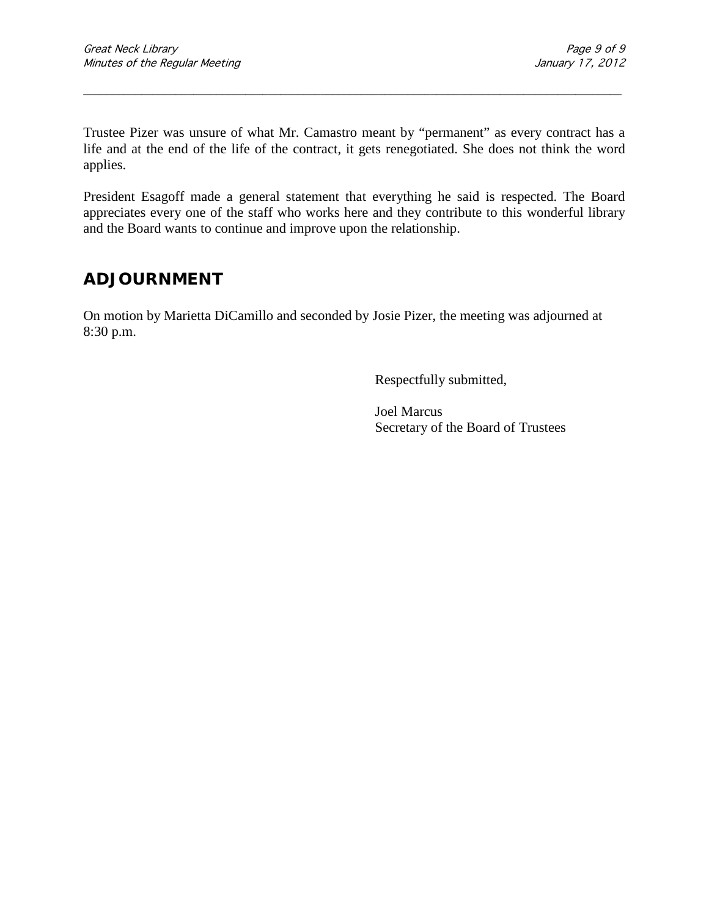Trustee Pizer was unsure of what Mr. Camastro meant by "permanent" as every contract has a life and at the end of the life of the contract, it gets renegotiated. She does not think the word applies.

President Esagoff made a general statement that everything he said is respected. The Board appreciates every one of the staff who works here and they contribute to this wonderful library and the Board wants to continue and improve upon the relationship.

## ADJOURNMENT

On motion by Marietta DiCamillo and seconded by Josie Pizer, the meeting was adjourned at 8:30 p.m.

Respectfully submitted,

Joel Marcus
Secretary of the Board of Trustees